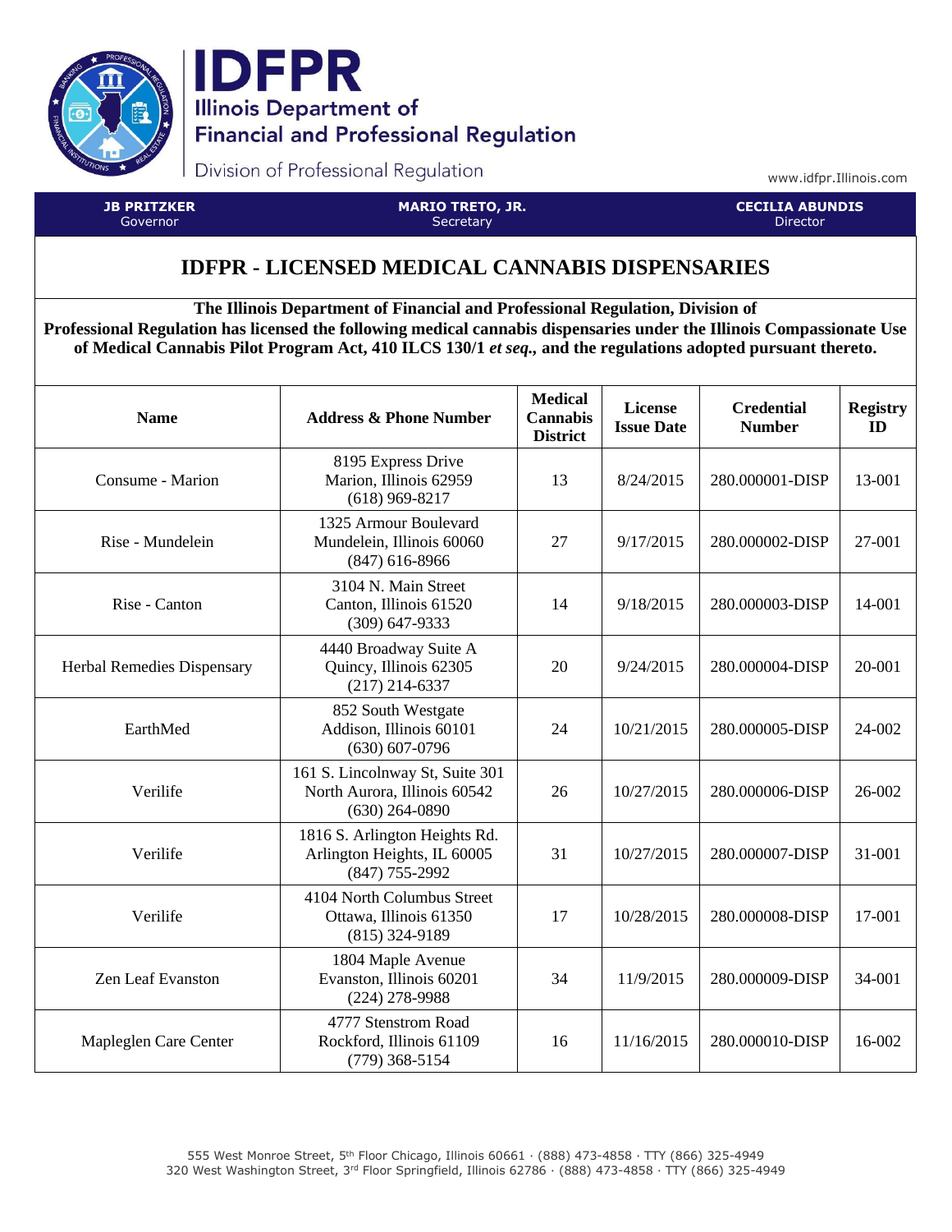# IDFPR

Illinois Department of Financial and Professional Regulation

Division of Professional Regulation

www.idfpr.Illinois.com

| **JB PRITZKER** Governor | **MARIO TRETO, JR.** Secretary | **CECILIA ABUNDIS** Director |
|---|---|---|

## IDFPR - LICENSED MEDICAL CANNABIS DISPENSARIES

**The Illinois Department of Financial and Professional Regulation, Division of Professional Regulation has licensed the following medical cannabis dispensaries under the Illinois Compassionate Use of Medical Cannabis Pilot Program Act, 410 ILCS 130/1 *et seq.*, and the regulations adopted pursuant thereto.**

| Name | Address & Phone Number | Medical Cannabis District | License Issue Date | Credential Number | Registry ID |
|---|---|---|---|---|---|
| Consume - Marion | 8195 Express Drive Marion, Illinois 62959 (618) 969-8217 | 13 | 8/24/2015 | 280.000001-DISP | 13-001 |
| Rise - Mundelein | 1325 Armour Boulevard Mundelein, Illinois 60060 (847) 616-8966 | 27 | 9/17/2015 | 280.000002-DISP | 27-001 |
| Rise - Canton | 3104 N. Main Street Canton, Illinois 61520 (309) 647-9333 | 14 | 9/18/2015 | 280.000003-DISP | 14-001 |
| Herbal Remedies Dispensary | 4440 Broadway Suite A Quincy, Illinois 62305 (217) 214-6337 | 20 | 9/24/2015 | 280.000004-DISP | 20-001 |
| EarthMed | 852 South Westgate Addison, Illinois 60101 (630) 607-0796 | 24 | 10/21/2015 | 280.000005-DISP | 24-002 |
| Verilife | 161 S. Lincolnway St, Suite 301 North Aurora, Illinois 60542 (630) 264-0890 | 26 | 10/27/2015 | 280.000006-DISP | 26-002 |
| Verilife | 1816 S. Arlington Heights Rd. Arlington Heights, IL 60005 (847) 755-2992 | 31 | 10/27/2015 | 280.000007-DISP | 31-001 |
| Verilife | 4104 North Columbus Street Ottawa, Illinois 61350 (815) 324-9189 | 17 | 10/28/2015 | 280.000008-DISP | 17-001 |
| Zen Leaf Evanston | 1804 Maple Avenue Evanston, Illinois 60201 (224) 278-9988 | 34 | 11/9/2015 | 280.000009-DISP | 34-001 |
| Mapleglen Care Center | 4777 Stenstrom Road Rockford, Illinois 61109 (779) 368-5154 | 16 | 11/16/2015 | 280.000010-DISP | 16-002 |

555 West Monroe Street, 5th Floor Chicago, Illinois 60661 · (888) 473-4858 · TTY (866) 325-4949
320 West Washington Street, 3rd Floor Springfield, Illinois 62786 · (888) 473-4858 · TTY (866) 325-4949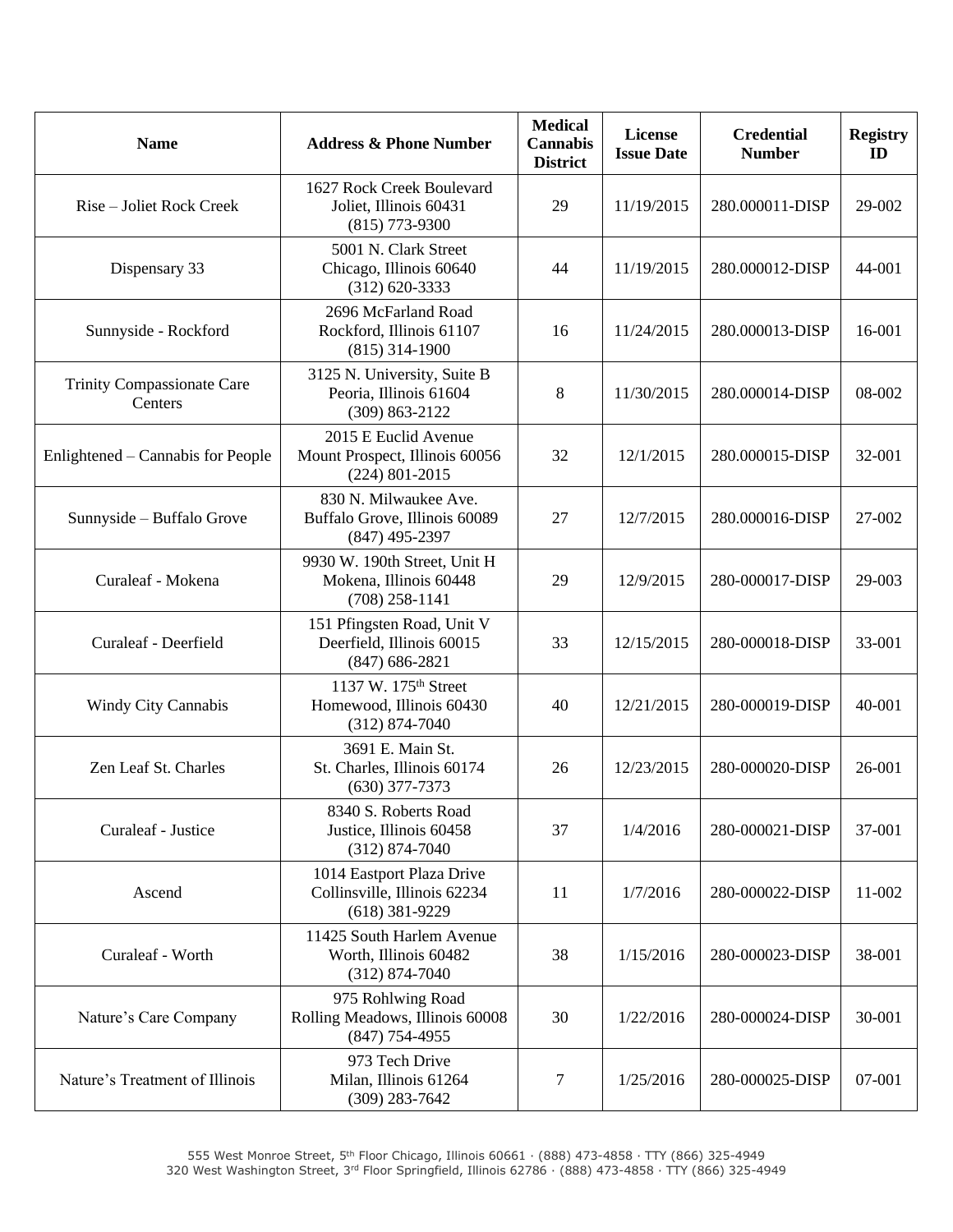| Name | Address & Phone Number | Medical Cannabis District | License Issue Date | Credential Number | Registry ID |
|---|---|---|---|---|---|
| Rise – Joliet Rock Creek | 1627 Rock Creek Boulevard<br>Joliet, Illinois 60431<br>(815) 773-9300 | 29 | 11/19/2015 | 280.000011-DISP | 29-002 |
| Dispensary 33 | 5001 N. Clark Street<br>Chicago, Illinois 60640<br>(312) 620-3333 | 44 | 11/19/2015 | 280.000012-DISP | 44-001 |
| Sunnyside - Rockford | 2696 McFarland Road<br>Rockford, Illinois 61107<br>(815) 314-1900 | 16 | 11/24/2015 | 280.000013-DISP | 16-001 |
| Trinity Compassionate Care Centers | 3125 N. University, Suite B<br>Peoria, Illinois 61604<br>(309) 863-2122 | 8 | 11/30/2015 | 280.000014-DISP | 08-002 |
| Enlightened – Cannabis for People | 2015 E Euclid Avenue<br>Mount Prospect, Illinois 60056<br>(224) 801-2015 | 32 | 12/1/2015 | 280.000015-DISP | 32-001 |
| Sunnyside – Buffalo Grove | 830 N. Milwaukee Ave.<br>Buffalo Grove, Illinois 60089<br>(847) 495-2397 | 27 | 12/7/2015 | 280.000016-DISP | 27-002 |
| Curaleaf - Mokena | 9930 W. 190th Street, Unit H<br>Mokena, Illinois 60448<br>(708) 258-1141 | 29 | 12/9/2015 | 280-000017-DISP | 29-003 |
| Curaleaf - Deerfield | 151 Pfingsten Road, Unit V<br>Deerfield, Illinois 60015<br>(847) 686-2821 | 33 | 12/15/2015 | 280-000018-DISP | 33-001 |
| Windy City Cannabis | 1137 W. 175th Street<br>Homewood, Illinois 60430<br>(312) 874-7040 | 40 | 12/21/2015 | 280-000019-DISP | 40-001 |
| Zen Leaf St. Charles | 3691 E. Main St.<br>St. Charles, Illinois 60174<br>(630) 377-7373 | 26 | 12/23/2015 | 280-000020-DISP | 26-001 |
| Curaleaf - Justice | 8340 S. Roberts Road<br>Justice, Illinois 60458<br>(312) 874-7040 | 37 | 1/4/2016 | 280-000021-DISP | 37-001 |
| Ascend | 1014 Eastport Plaza Drive<br>Collinsville, Illinois 62234<br>(618) 381-9229 | 11 | 1/7/2016 | 280-000022-DISP | 11-002 |
| Curaleaf - Worth | 11425 South Harlem Avenue<br>Worth, Illinois 60482<br>(312) 874-7040 | 38 | 1/15/2016 | 280-000023-DISP | 38-001 |
| Nature's Care Company | 975 Rohlwing Road<br>Rolling Meadows, Illinois 60008<br>(847) 754-4955 | 30 | 1/22/2016 | 280-000024-DISP | 30-001 |
| Nature's Treatment of Illinois | 973 Tech Drive<br>Milan, Illinois 61264<br>(309) 283-7642 | 7 | 1/25/2016 | 280-000025-DISP | 07-001 |

555 West Monroe Street, 5th Floor Chicago, Illinois 60661 · (888) 473-4858 · TTY (866) 325-4949
320 West Washington Street, 3rd Floor Springfield, Illinois 62786 · (888) 473-4858 · TTY (866) 325-4949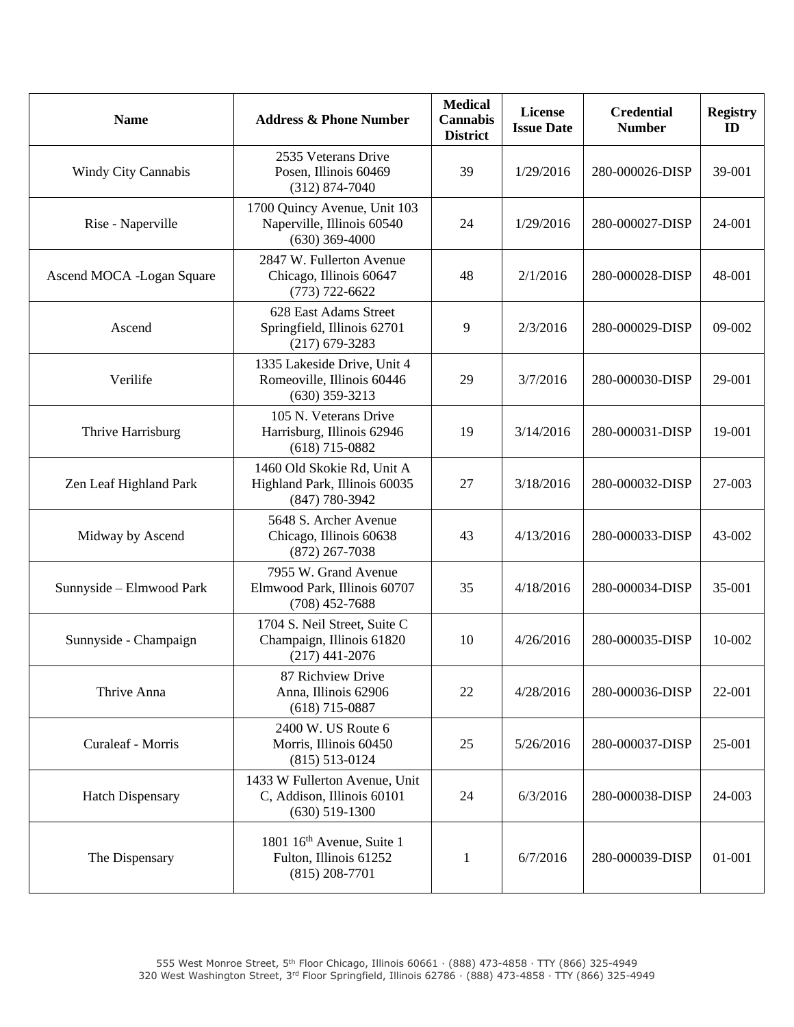| Name | Address & Phone Number | Medical Cannabis District | License Issue Date | Credential Number | Registry ID |
| --- | --- | --- | --- | --- | --- |
| Windy City Cannabis | 2535 Veterans Drive<br>Posen, Illinois 60469<br>(312) 874-7040 | 39 | 1/29/2016 | 280-000026-DISP | 39-001 |
| Rise - Naperville | 1700 Quincy Avenue, Unit 103<br>Naperville, Illinois 60540<br>(630) 369-4000 | 24 | 1/29/2016 | 280-000027-DISP | 24-001 |
| Ascend MOCA -Logan Square | 2847 W. Fullerton Avenue<br>Chicago, Illinois 60647<br>(773) 722-6622 | 48 | 2/1/2016 | 280-000028-DISP | 48-001 |
| Ascend | 628 East Adams Street<br>Springfield, Illinois 62701<br>(217) 679-3283 | 9 | 2/3/2016 | 280-000029-DISP | 09-002 |
| Verilife | 1335 Lakeside Drive, Unit 4<br>Romeoville, Illinois 60446<br>(630) 359-3213 | 29 | 3/7/2016 | 280-000030-DISP | 29-001 |
| Thrive Harrisburg | 105 N. Veterans Drive<br>Harrisburg, Illinois 62946<br>(618) 715-0882 | 19 | 3/14/2016 | 280-000031-DISP | 19-001 |
| Zen Leaf Highland Park | 1460 Old Skokie Rd, Unit A<br>Highland Park, Illinois 60035<br>(847) 780-3942 | 27 | 3/18/2016 | 280-000032-DISP | 27-003 |
| Midway by Ascend | 5648 S. Archer Avenue<br>Chicago, Illinois 60638<br>(872) 267-7038 | 43 | 4/13/2016 | 280-000033-DISP | 43-002 |
| Sunnyside – Elmwood Park | 7955 W. Grand Avenue<br>Elmwood Park, Illinois 60707<br>(708) 452-7688 | 35 | 4/18/2016 | 280-000034-DISP | 35-001 |
| Sunnyside - Champaign | 1704 S. Neil Street, Suite C<br>Champaign, Illinois 61820<br>(217) 441-2076 | 10 | 4/26/2016 | 280-000035-DISP | 10-002 |
| Thrive Anna | 87 Richview Drive<br>Anna, Illinois 62906<br>(618) 715-0887 | 22 | 4/28/2016 | 280-000036-DISP | 22-001 |
| Curaleaf - Morris | 2400 W. US Route 6<br>Morris, Illinois 60450<br>(815) 513-0124 | 25 | 5/26/2016 | 280-000037-DISP | 25-001 |
| Hatch Dispensary | 1433 W Fullerton Avenue, Unit C, Addison, Illinois 60101<br>(630) 519-1300 | 24 | 6/3/2016 | 280-000038-DISP | 24-003 |
| The Dispensary | 1801 16th Avenue, Suite 1<br>Fulton, Illinois 61252<br>(815) 208-7701 | 1 | 6/7/2016 | 280-000039-DISP | 01-001 |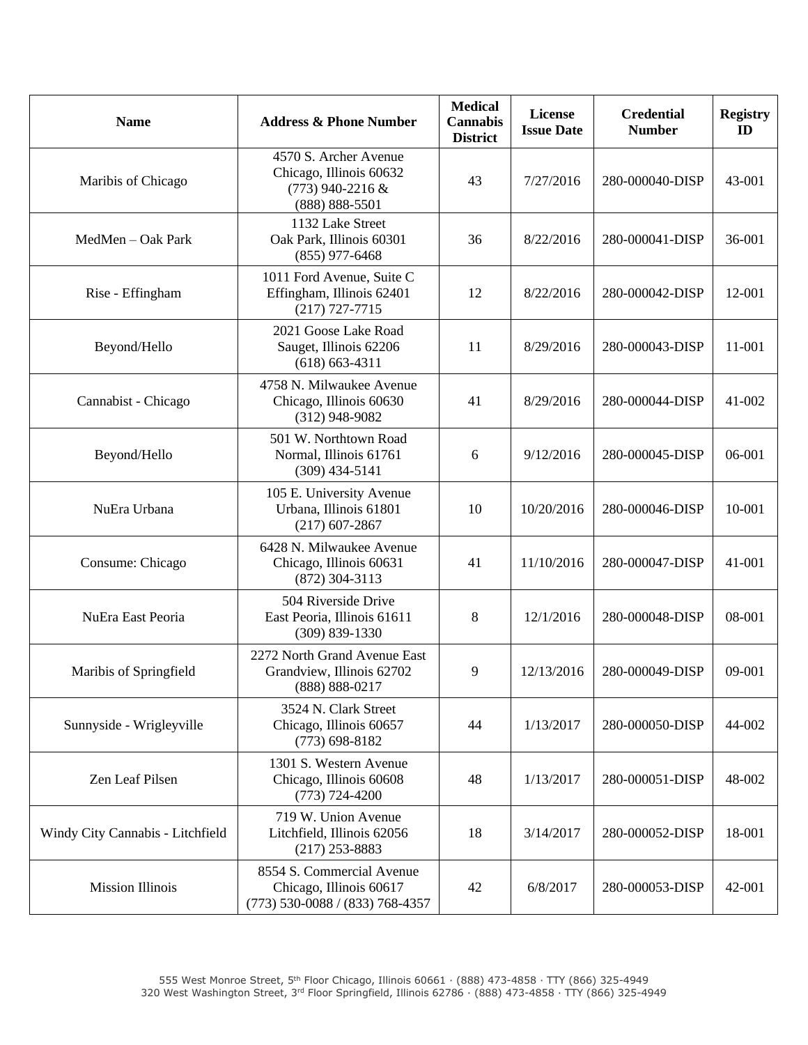| Name | Address & Phone Number | Medical Cannabis District | License Issue Date | Credential Number | Registry ID |
|---|---|---|---|---|---|
| Maribis of Chicago | 4570 S. Archer Avenue Chicago, Illinois 60632 (773) 940-2216 & (888) 888-5501 | 43 | 7/27/2016 | 280-000040-DISP | 43-001 |
| MedMen – Oak Park | 1132 Lake Street Oak Park, Illinois 60301 (855) 977-6468 | 36 | 8/22/2016 | 280-000041-DISP | 36-001 |
| Rise - Effingham | 1011 Ford Avenue, Suite C Effingham, Illinois 62401 (217) 727-7715 | 12 | 8/22/2016 | 280-000042-DISP | 12-001 |
| Beyond/Hello | 2021 Goose Lake Road Sauget, Illinois 62206 (618) 663-4311 | 11 | 8/29/2016 | 280-000043-DISP | 11-001 |
| Cannabist - Chicago | 4758 N. Milwaukee Avenue Chicago, Illinois 60630 (312) 948-9082 | 41 | 8/29/2016 | 280-000044-DISP | 41-002 |
| Beyond/Hello | 501 W. Northtown Road Normal, Illinois 61761 (309) 434-5141 | 6 | 9/12/2016 | 280-000045-DISP | 06-001 |
| NuEra Urbana | 105 E. University Avenue Urbana, Illinois 61801 (217) 607-2867 | 10 | 10/20/2016 | 280-000046-DISP | 10-001 |
| Consume: Chicago | 6428 N. Milwaukee Avenue Chicago, Illinois 60631 (872) 304-3113 | 41 | 11/10/2016 | 280-000047-DISP | 41-001 |
| NuEra East Peoria | 504 Riverside Drive East Peoria, Illinois 61611 (309) 839-1330 | 8 | 12/1/2016 | 280-000048-DISP | 08-001 |
| Maribis of Springfield | 2272 North Grand Avenue East Grandview, Illinois 62702 (888) 888-0217 | 9 | 12/13/2016 | 280-000049-DISP | 09-001 |
| Sunnyside - Wrigleyville | 3524 N. Clark Street Chicago, Illinois 60657 (773) 698-8182 | 44 | 1/13/2017 | 280-000050-DISP | 44-002 |
| Zen Leaf Pilsen | 1301 S. Western Avenue Chicago, Illinois 60608 (773) 724-4200 | 48 | 1/13/2017 | 280-000051-DISP | 48-002 |
| Windy City Cannabis - Litchfield | 719 W. Union Avenue Litchfield, Illinois 62056 (217) 253-8883 | 18 | 3/14/2017 | 280-000052-DISP | 18-001 |
| Mission Illinois | 8554 S. Commercial Avenue Chicago, Illinois 60617 (773) 530-0088 / (833) 768-4357 | 42 | 6/8/2017 | 280-000053-DISP | 42-001 |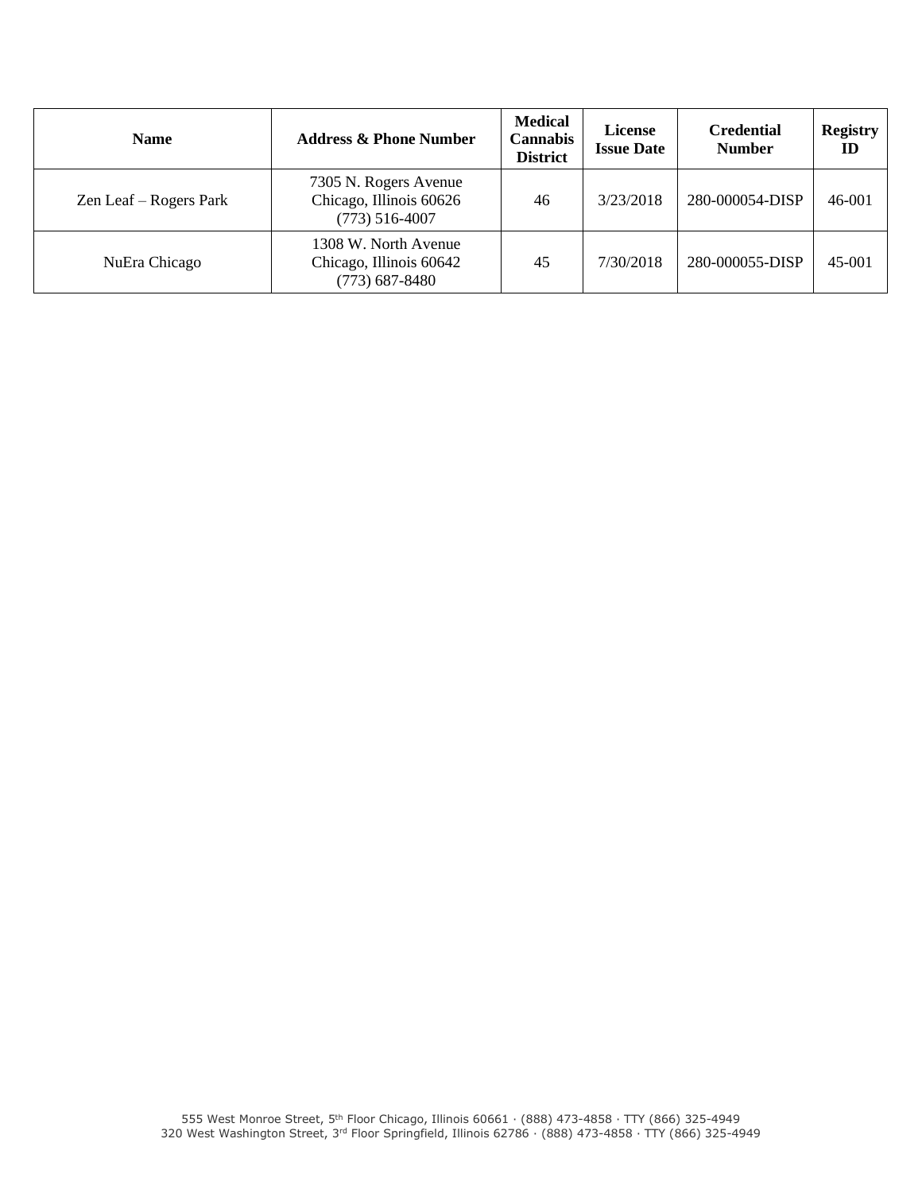| Name | Address & Phone Number | Medical Cannabis District | License Issue Date | Credential Number | Registry ID |
|---|---|---|---|---|---|
| Zen Leaf – Rogers Park | 7305 N. Rogers Avenue Chicago, Illinois 60626 (773) 516-4007 | 46 | 3/23/2018 | 280-000054-DISP | 46-001 |
| NuEra Chicago | 1308 W. North Avenue Chicago, Illinois 60642 (773) 687-8480 | 45 | 7/30/2018 | 280-000055-DISP | 45-001 |